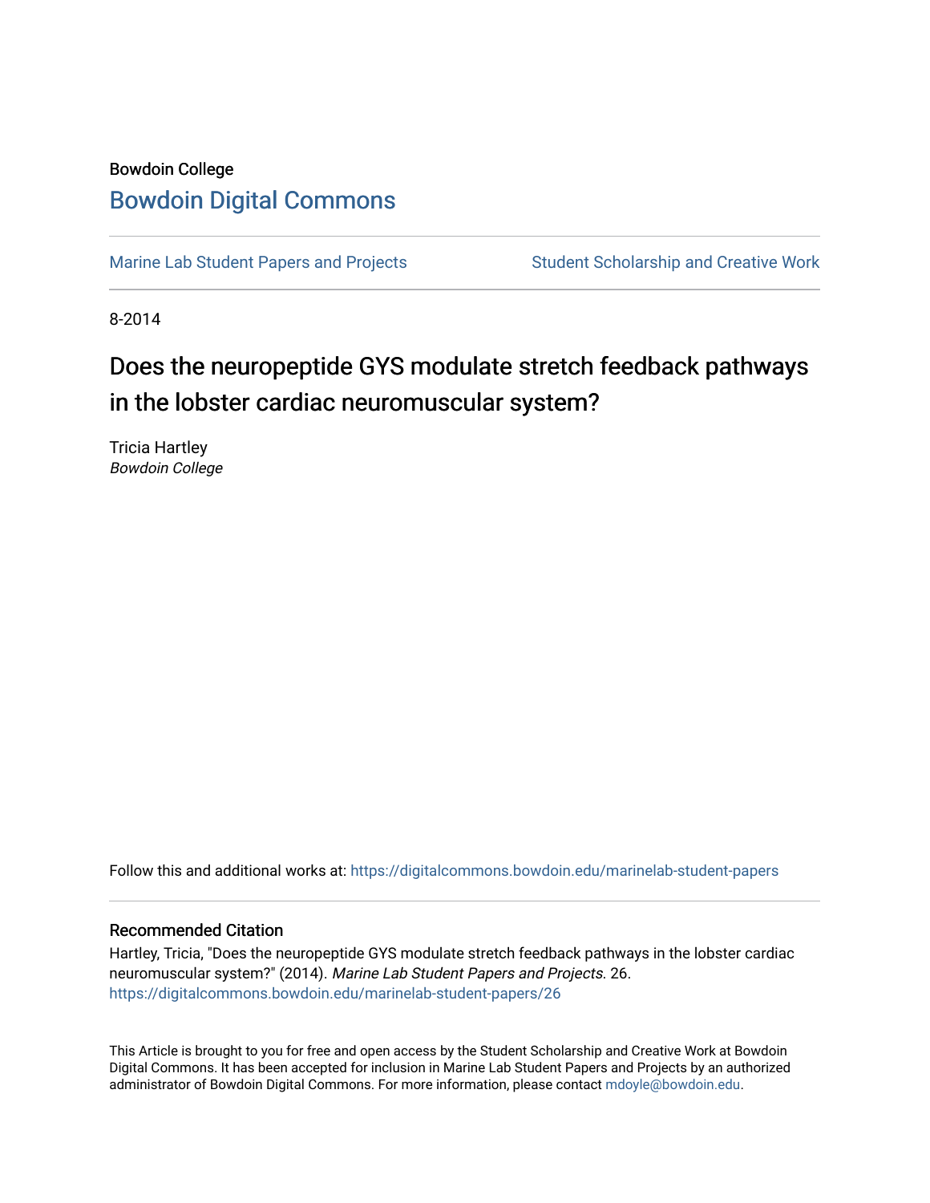Bowdoin College

# Bowdoin Digital Commons

Marine Lab Student Papers and Projects | Student Scholarship and Creative Work

8-2014

# Does the neuropeptide GYS modulate stretch feedback pathways in the lobster cardiac neuromuscular system?

Tricia Hartley
*Bowdoin College*

Follow this and additional works at: https://digitalcommons.bowdoin.edu/marinelab-student-papers

### Recommended Citation

Hartley, Tricia, "Does the neuropeptide GYS modulate stretch feedback pathways in the lobster cardiac neuromuscular system?" (2014). *Marine Lab Student Papers and Projects*. 26.
https://digitalcommons.bowdoin.edu/marinelab-student-papers/26

This Article is brought to you for free and open access by the Student Scholarship and Creative Work at Bowdoin Digital Commons. It has been accepted for inclusion in Marine Lab Student Papers and Projects by an authorized administrator of Bowdoin Digital Commons. For more information, please contact mdoyle@bowdoin.edu.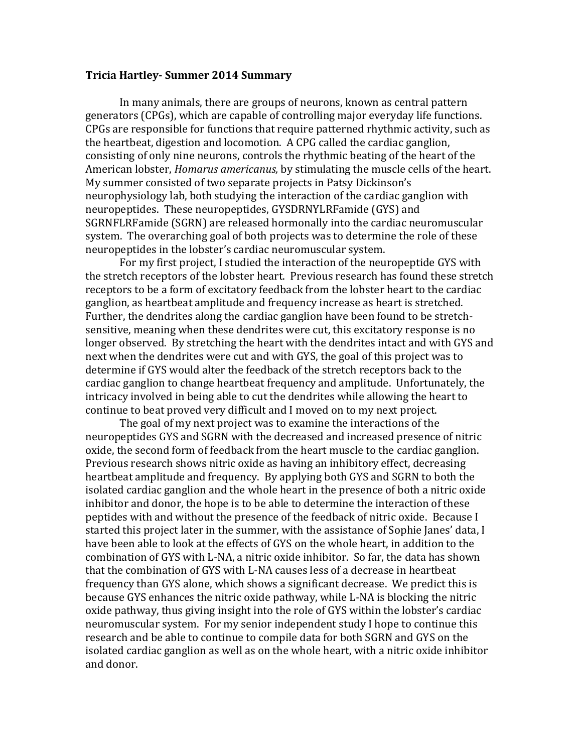**Tricia Hartley- Summer 2014 Summary**

In many animals, there are groups of neurons, known as central pattern generators (CPGs), which are capable of controlling major everyday life functions. CPGs are responsible for functions that require patterned rhythmic activity, such as the heartbeat, digestion and locomotion. A CPG called the cardiac ganglion, consisting of only nine neurons, controls the rhythmic beating of the heart of the American lobster, *Homarus americanus,* by stimulating the muscle cells of the heart. My summer consisted of two separate projects in Patsy Dickinson's neurophysiology lab, both studying the interaction of the cardiac ganglion with neuropeptides. These neuropeptides, GYSDRNYLRFamide (GYS) and SGRNFLRFamide (SGRN) are released hormonally into the cardiac neuromuscular system. The overarching goal of both projects was to determine the role of these neuropeptides in the lobster's cardiac neuromuscular system.

For my first project, I studied the interaction of the neuropeptide GYS with the stretch receptors of the lobster heart. Previous research has found these stretch receptors to be a form of excitatory feedback from the lobster heart to the cardiac ganglion, as heartbeat amplitude and frequency increase as heart is stretched. Further, the dendrites along the cardiac ganglion have been found to be stretch-sensitive, meaning when these dendrites were cut, this excitatory response is no longer observed. By stretching the heart with the dendrites intact and with GYS and next when the dendrites were cut and with GYS, the goal of this project was to determine if GYS would alter the feedback of the stretch receptors back to the cardiac ganglion to change heartbeat frequency and amplitude. Unfortunately, the intricacy involved in being able to cut the dendrites while allowing the heart to continue to beat proved very difficult and I moved on to my next project.

The goal of my next project was to examine the interactions of the neuropeptides GYS and SGRN with the decreased and increased presence of nitric oxide, the second form of feedback from the heart muscle to the cardiac ganglion. Previous research shows nitric oxide as having an inhibitory effect, decreasing heartbeat amplitude and frequency. By applying both GYS and SGRN to both the isolated cardiac ganglion and the whole heart in the presence of both a nitric oxide inhibitor and donor, the hope is to be able to determine the interaction of these peptides with and without the presence of the feedback of nitric oxide. Because I started this project later in the summer, with the assistance of Sophie Janes' data, I have been able to look at the effects of GYS on the whole heart, in addition to the combination of GYS with L-NA, a nitric oxide inhibitor. So far, the data has shown that the combination of GYS with L-NA causes less of a decrease in heartbeat frequency than GYS alone, which shows a significant decrease. We predict this is because GYS enhances the nitric oxide pathway, while L-NA is blocking the nitric oxide pathway, thus giving insight into the role of GYS within the lobster's cardiac neuromuscular system. For my senior independent study I hope to continue this research and be able to continue to compile data for both SGRN and GYS on the isolated cardiac ganglion as well as on the whole heart, with a nitric oxide inhibitor and donor.